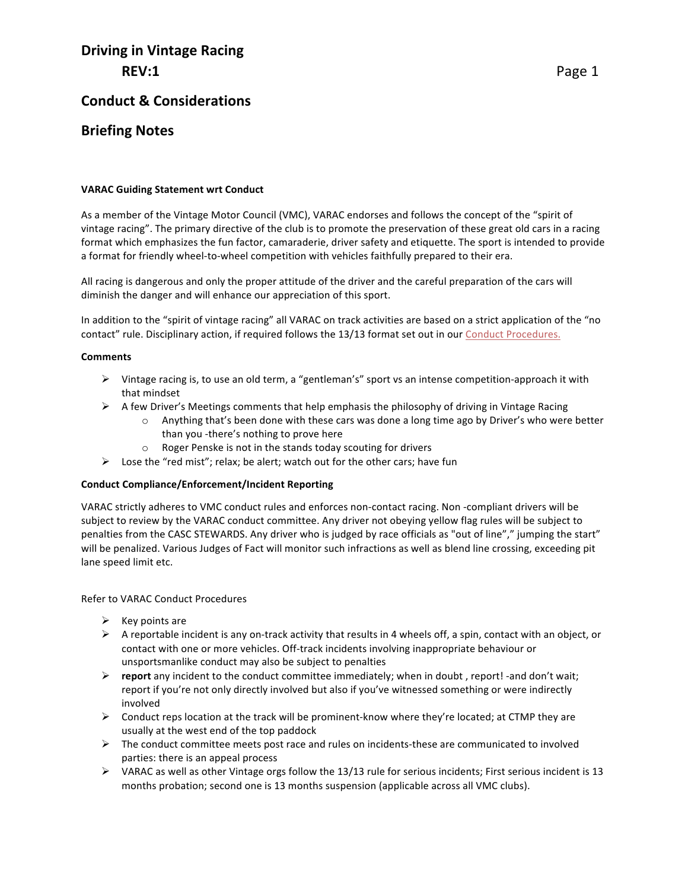# Driving in Vintage Racing

**REV:1**

## Conduct & Considerations

## Briefing Notes

**VARAC Guiding Statement wrt Conduct**

As a member of the Vintage Motor Council (VMC), VARAC endorses and follows the concept of the "spirit of vintage racing". The primary directive of the club is to promote the preservation of these great old cars in a racing format which emphasizes the fun factor, camaraderie, driver safety and etiquette. The sport is intended to provide a format for friendly wheel-to-wheel competition with vehicles faithfully prepared to their era.

All racing is dangerous and only the proper attitude of the driver and the careful preparation of the cars will diminish the danger and will enhance our appreciation of this sport.

In addition to the "spirit of vintage racing" all VARAC on track activities are based on a strict application of the "no contact" rule. Disciplinary action, if required follows the 13/13 format set out in our Conduct Procedures.

**Comments**

- Vintage racing is, to use an old term, a "gentleman's" sport vs an intense competition-approach it with that mindset
- A few Driver's Meetings comments that help emphasis the philosophy of driving in Vintage Racing
  - Anything that's been done with these cars was done a long time ago by Driver's who were better than you -there's nothing to prove here
  - Roger Penske is not in the stands today scouting for drivers
- Lose the "red mist"; relax; be alert; watch out for the other cars; have fun

**Conduct Compliance/Enforcement/Incident Reporting**

VARAC strictly adheres to VMC conduct rules and enforces non-contact racing. Non -compliant drivers will be subject to review by the VARAC conduct committee. Any driver not obeying yellow flag rules will be subject to penalties from the CASC STEWARDS. Any driver who is judged by race officials as "out of line"," jumping the start" will be penalized. Various Judges of Fact will monitor such infractions as well as blend line crossing, exceeding pit lane speed limit etc.

Refer to VARAC Conduct Procedures

- Key points are
- A reportable incident is any on-track activity that results in 4 wheels off, a spin, contact with an object, or contact with one or more vehicles. Off-track incidents involving inappropriate behaviour or unsportsmanlike conduct may also be subject to penalties
- **report** any incident to the conduct committee immediately; when in doubt , report! -and don't wait; report if you're not only directly involved but also if you've witnessed something or were indirectly involved
- Conduct reps location at the track will be prominent-know where they're located; at CTMP they are usually at the west end of the top paddock
- The conduct committee meets post race and rules on incidents-these are communicated to involved parties: there is an appeal process
- VARAC as well as other Vintage orgs follow the 13/13 rule for serious incidents; First serious incident is 13 months probation; second one is 13 months suspension (applicable across all VMC clubs).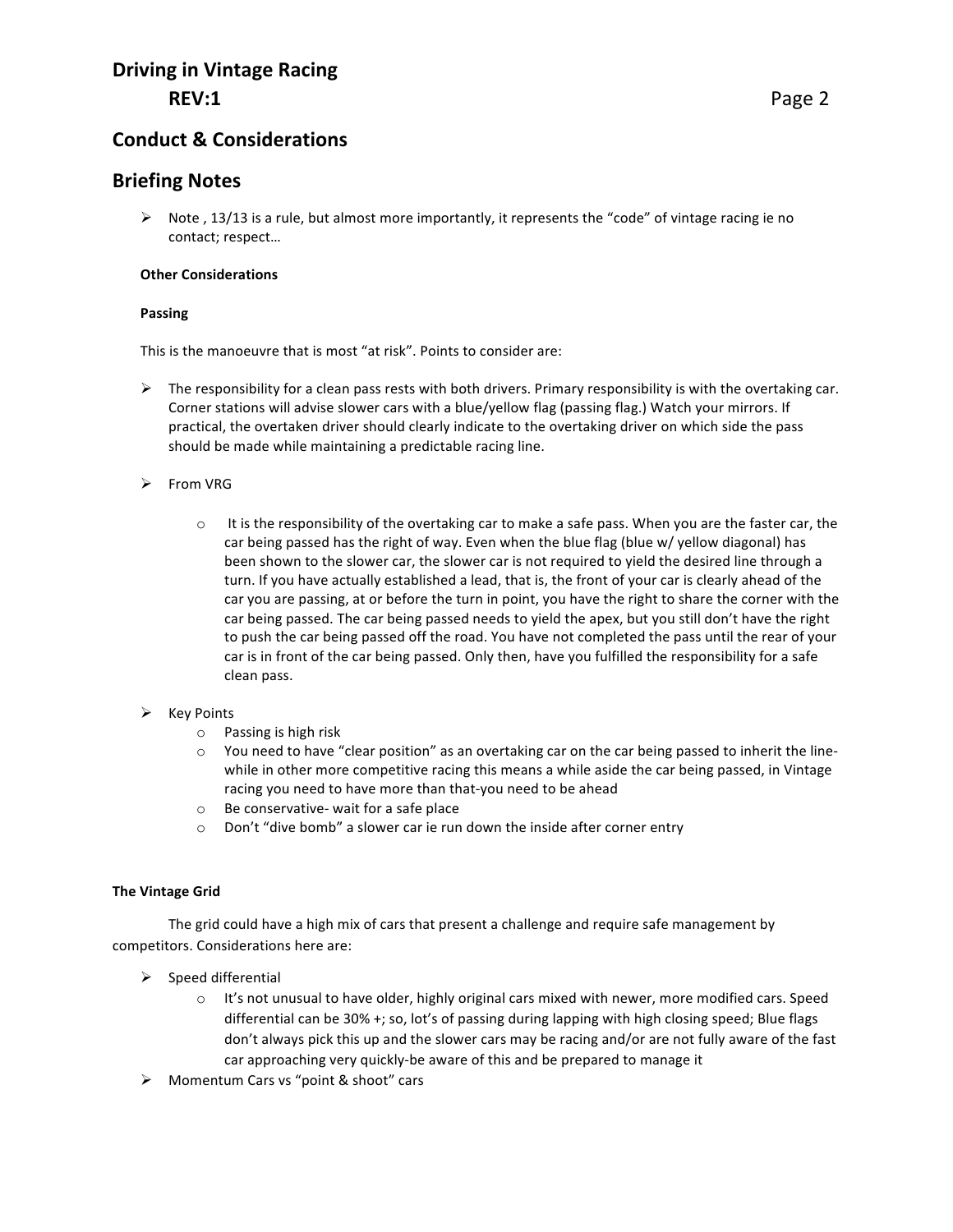## Conduct & Considerations

## Briefing Notes

- Note , 13/13 is a rule, but almost more importantly, it represents the "code" of vintage racing ie no contact; respect…

**Other Considerations**

**Passing**

This is the manoeuvre that is most "at risk". Points to consider are:

- The responsibility for a clean pass rests with both drivers. Primary responsibility is with the overtaking car. Corner stations will advise slower cars with a blue/yellow flag (passing flag.) Watch your mirrors. If practical, the overtaken driver should clearly indicate to the overtaking driver on which side the pass should be made while maintaining a predictable racing line.

- From VRG

  - It is the responsibility of the overtaking car to make a safe pass. When you are the faster car, the car being passed has the right of way. Even when the blue flag (blue w/ yellow diagonal) has been shown to the slower car, the slower car is not required to yield the desired line through a turn. If you have actually established a lead, that is, the front of your car is clearly ahead of the car you are passing, at or before the turn in point, you have the right to share the corner with the car being passed. The car being passed needs to yield the apex, but you still don't have the right to push the car being passed off the road. You have not completed the pass until the rear of your car is in front of the car being passed. Only then, have you fulfilled the responsibility for a safe clean pass.

- Key Points
  - Passing is high risk
  - You need to have "clear position" as an overtaking car on the car being passed to inherit the line- while in other more competitive racing this means a while aside the car being passed, in Vintage racing you need to have more than that-you need to be ahead
  - Be conservative- wait for a safe place
  - Don't "dive bomb" a slower car ie run down the inside after corner entry

**The Vintage Grid**

The grid could have a high mix of cars that present a challenge and require safe management by competitors. Considerations here are:

- Speed differential
  - It's not unusual to have older, highly original cars mixed with newer, more modified cars. Speed differential can be 30% +; so, lot's of passing during lapping with high closing speed; Blue flags don't always pick this up and the slower cars may be racing and/or are not fully aware of the fast car approaching very quickly-be aware of this and be prepared to manage it
- Momentum Cars vs "point & shoot" cars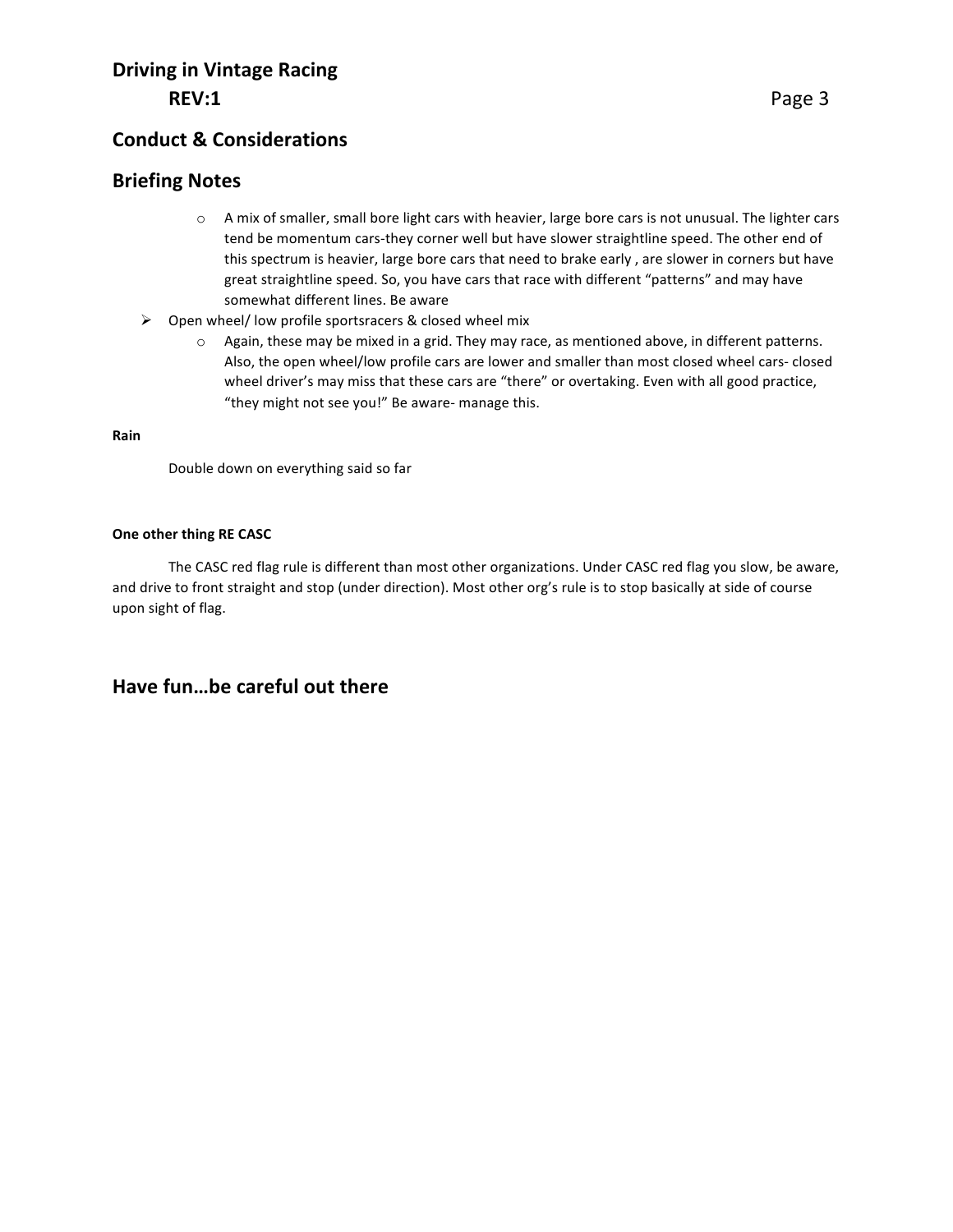## Conduct & Considerations

## Briefing Notes

- A mix of smaller, small bore light cars with heavier, large bore cars is not unusual. The lighter cars tend be momentum cars-they corner well but have slower straightline speed. The other end of this spectrum is heavier, large bore cars that need to brake early , are slower in corners but have great straightline speed. So, you have cars that race with different "patterns" and may have somewhat different lines. Be aware

- Open wheel/ low profile sportsracers & closed wheel mix
  - Again, these may be mixed in a grid. They may race, as mentioned above, in different patterns. Also, the open wheel/low profile cars are lower and smaller than most closed wheel cars- closed wheel driver's may miss that these cars are "there" or overtaking. Even with all good practice, "they might not see you!" Be aware- manage this.

**Rain**

Double down on everything said so far

**One other thing RE CASC**

The CASC red flag rule is different than most other organizations. Under CASC red flag you slow, be aware, and drive to front straight and stop (under direction). Most other org's rule is to stop basically at side of course upon sight of flag.

## Have fun…be careful out there